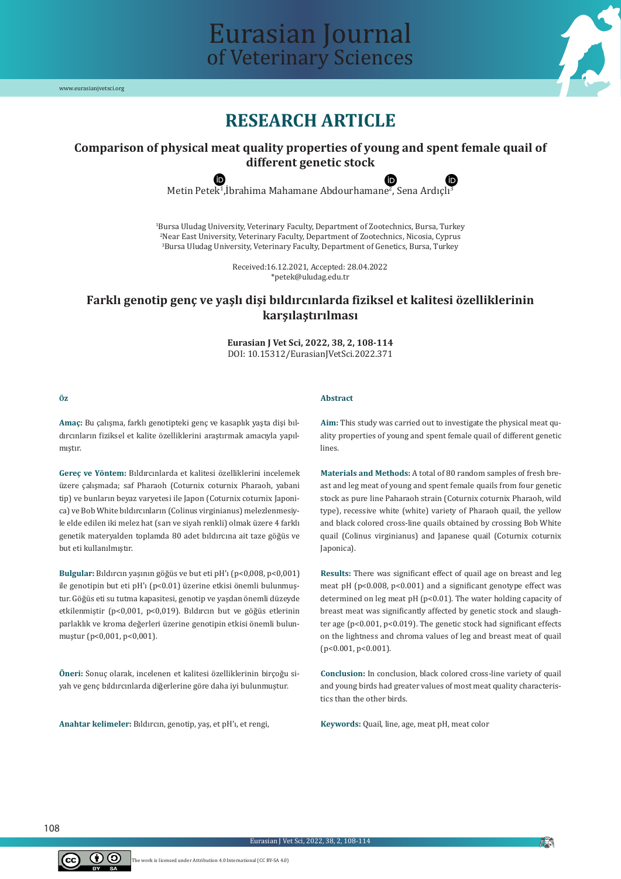# RESEARCH ARTICLE

## Comparison of physical meat quality properties of young and spent female quail of different genetic stock

Metin Petek[1], İbrahima Mahamane Abdourhamane[2], Sena Ardıçlı[3]

[1]Bursa Uludag University, Veterinary Faculty, Department of Zootechnics, Bursa, Turkey
[2]Near East University, Veterinary Faculty, Department of Zootechnics, Nicosia, Cyprus
[3]Bursa Uludag University, Veterinary Faculty, Department of Genetics, Bursa, Turkey

Received:16.12.2021, Accepted: 28.04.2022
*petek@uludag.edu.tr

## Farklı genotip genç ve yaşlı dişi bıldırcınlarda fiziksel et kalitesi özelliklerinin karşılaştırılması

**Eurasian J Vet Sci, 2022, 38, 2, 108-114**
DOI: 10.15312/EurasianJVetSci.2022.371

### Öz

**Amaç:** Bu çalışma, farklı genotipteki genç ve kasaplık yaşta dişi bıldırcınların fiziksel et kalite özelliklerini araştırmak amacıyla yapılmıştır.

**Gereç ve Yöntem:** Bıldırcınlarda et kalitesi özelliklerini incelemek üzere çalışmada; saf Pharaoh (Coturnix coturnix Pharaoh, yabani tip) ve bunların beyaz varyetesi ile Japon (Coturnix coturnix Japonica) ve Bob White bıldırcınların (Colinus virginianus) melezlenmesiyle elde edilen iki melez hat (sarı ve siyah renkli) olmak üzere 4 farklı genetik materyalden toplamda 80 adet bıldırcına ait taze göğüs ve but eti kullanılmıştır.

**Bulgular:** Bıldırcın yaşının göğüs ve but eti pH'ı (p<0,008, p<0,001) ile genotipin but eti pH'ı (p<0.01) üzerine etkisi önemli bulunmuştur. Göğüs eti su tutma kapasitesi, genotip ve yaştan önemli düzeyde etkilenmiştir (p<0,001, p<0,019). Bıldırcın but ve göğüs etlerinin parlaklık ve kroma değerleri üzerine genotipin etkisi önemli bulunmuştur (p<0,001, p<0,001).

**Öneri:** Sonuç olarak, incelenen et kalitesi özelliklerinin birçoğu siyah ve genç bıldırcınlarda diğerlerine göre daha iyi bulunmuştur.

**Anahtar kelimeler:** Bıldırcın, genotip, yaş, et pH'ı, et rengi,

### Abstract

**Aim:** This study was carried out to investigate the physical meat quality properties of young and spent female quail of different genetic lines.

**Materials and Methods:** A total of 80 random samples of fresh breast and leg meat of young and spent female quails from four genetic stock as pure line Paharaoh strain (Coturnix coturnix Pharaoh, wild type), recessive white (white) variety of Pharaoh quail, the yellow and black colored cross-line quails obtained by crossing Bob White quail (Colinus virginianus) and Japanese quail (Coturnix coturnix Japonica).

**Results:** There was significant effect of quail age on breast and leg meat pH (p<0.008, p<0.001) and a significant genotype effect was determined on leg meat pH (p<0.01). The water holding capacity of breast meat was significantly affected by genetic stock and slaughter age (p<0.001, p<0.019). The genetic stock had significant effects on the lightness and chroma values of leg and breast meat of quail (p<0.001, p<0.001).

**Conclusion:** In conclusion, black colored cross-line variety of quail and young birds had greater values of most meat quality characteristics than the other birds.

**Keywords:** Quail, line, age, meat pH, meat color

The work is licensed under Attribution 4.0 International (CC BY-SA 4.0)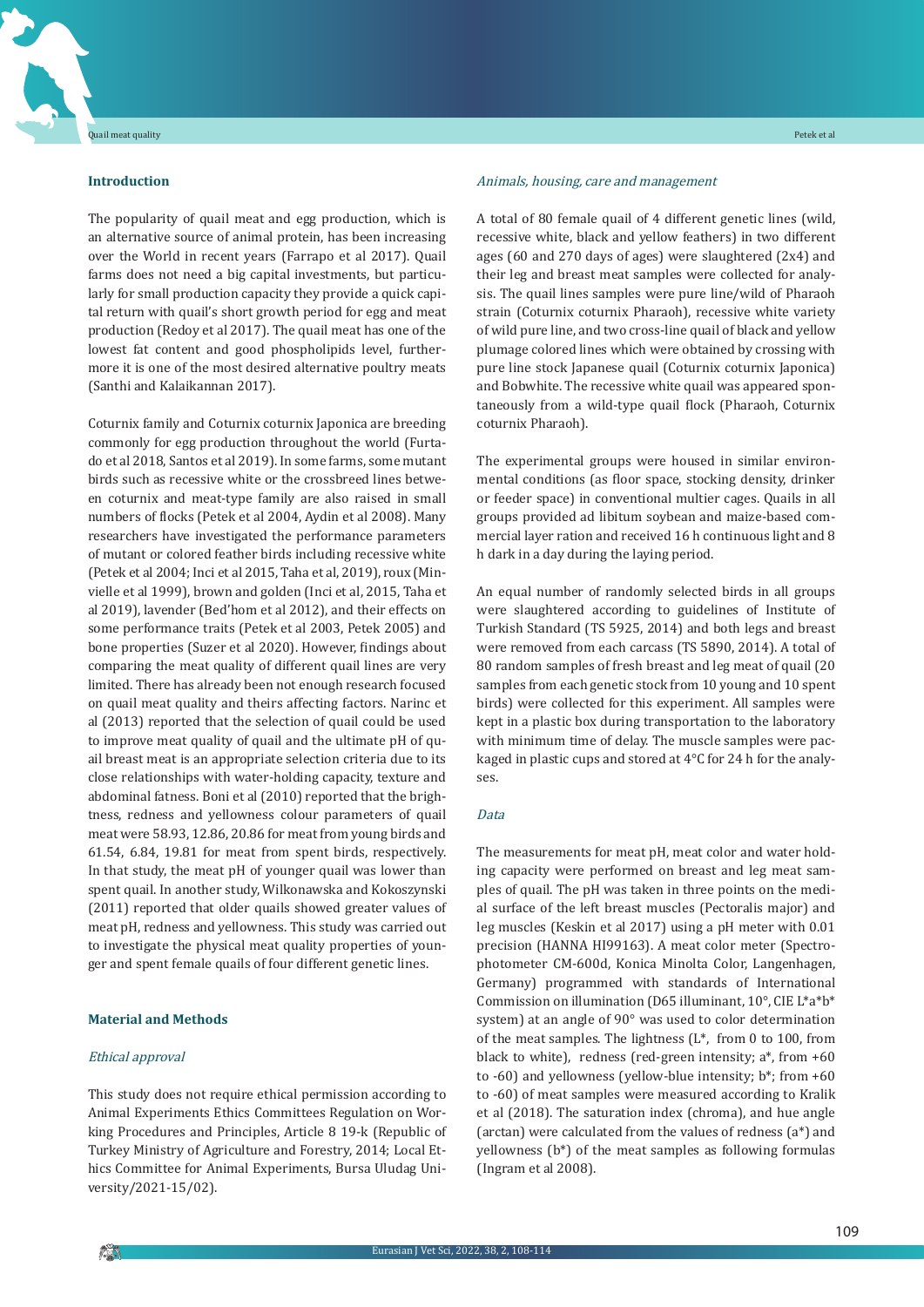## Introduction

The popularity of quail meat and egg production, which is an alternative source of animal protein, has been increasing over the World in recent years (Farrapo et al 2017). Quail farms does not need a big capital investments, but particularly for small production capacity they provide a quick capital return with quail's short growth period for egg and meat production (Redoy et al 2017). The quail meat has one of the lowest fat content and good phospholipids level, furthermore it is one of the most desired alternative poultry meats (Santhi and Kalaikannan 2017).

Coturnix family and Coturnix coturnix Japonica are breeding commonly for egg production throughout the world (Furtado et al 2018, Santos et al 2019). In some farms, some mutant birds such as recessive white or the crossbreed lines between coturnix and meat-type family are also raised in small numbers of flocks (Petek et al 2004, Aydin et al 2008). Many researchers have investigated the performance parameters of mutant or colored feather birds including recessive white (Petek et al 2004; Inci et al 2015, Taha et al, 2019), roux (Minvielle et al 1999), brown and golden (Inci et al, 2015, Taha et al 2019), lavender (Bed'hom et al 2012), and their effects on some performance traits (Petek et al 2003, Petek 2005) and bone properties (Suzer et al 2020). However, findings about comparing the meat quality of different quail lines are very limited. There has already been not enough research focused on quail meat quality and theirs affecting factors. Narinc et al (2013) reported that the selection of quail could be used to improve meat quality of quail and the ultimate pH of quail breast meat is an appropriate selection criteria due to its close relationships with water-holding capacity, texture and abdominal fatness. Boni et al (2010) reported that the brightness, redness and yellowness colour parameters of quail meat were 58.93, 12.86, 20.86 for meat from young birds and 61.54, 6.84, 19.81 for meat from spent birds, respectively. In that study, the meat pH of younger quail was lower than spent quail. In another study, Wilkonawska and Kokoszynski (2011) reported that older quails showed greater values of meat pH, redness and yellowness. This study was carried out to investigate the physical meat quality properties of younger and spent female quails of four different genetic lines.

## Material and Methods

### *Ethical approval*

This study does not require ethical permission according to Animal Experiments Ethics Committees Regulation on Working Procedures and Principles, Article 8 19-k (Republic of Turkey Ministry of Agriculture and Forestry, 2014; Local Ethics Committee for Animal Experiments, Bursa Uludag University/2021-15/02).

### *Animals, housing, care and management*

A total of 80 female quail of 4 different genetic lines (wild, recessive white, black and yellow feathers) in two different ages (60 and 270 days of ages) were slaughtered (2x4) and their leg and breast meat samples were collected for analysis. The quail lines samples were pure line/wild of Pharaoh strain (Coturnix coturnix Pharaoh), recessive white variety of wild pure line, and two cross-line quail of black and yellow plumage colored lines which were obtained by crossing with pure line stock Japanese quail (Coturnix coturnix Japonica) and Bobwhite. The recessive white quail was appeared spontaneously from a wild-type quail flock (Pharaoh, Coturnix coturnix Pharaoh).

The experimental groups were housed in similar environmental conditions (as floor space, stocking density, drinker or feeder space) in conventional multier cages. Quails in all groups provided ad libitum soybean and maize-based commercial layer ration and received 16 h continuous light and 8 h dark in a day during the laying period.

An equal number of randomly selected birds in all groups were slaughtered according to guidelines of Institute of Turkish Standard (TS 5925, 2014) and both legs and breast were removed from each carcass (TS 5890, 2014). A total of 80 random samples of fresh breast and leg meat of quail (20 samples from each genetic stock from 10 young and 10 spent birds) were collected for this experiment. All samples were kept in a plastic box during transportation to the laboratory with minimum time of delay. The muscle samples were packaged in plastic cups and stored at 4°C for 24 h for the analyses.

### *Data*

The measurements for meat pH, meat color and water holding capacity were performed on breast and leg meat samples of quail. The pH was taken in three points on the medial surface of the left breast muscles (Pectoralis major) and leg muscles (Keskin et al 2017) using a pH meter with 0.01 precision (HANNA HI99163). A meat color meter (Spectrophotometer CM-600d, Konica Minolta Color, Langenhagen, Germany) programmed with standards of International Commission on illumination (D65 illuminant, 10°, CIE L*a*b* system) at an angle of 90° was used to color determination of the meat samples. The lightness (L*, from 0 to 100, from black to white), redness (red-green intensity; a*, from +60 to -60) and yellowness (yellow-blue intensity; b*; from +60 to -60) of meat samples were measured according to Kralik et al (2018). The saturation index (chroma), and hue angle (arctan) were calculated from the values of redness (a*) and yellowness (b*) of the meat samples as following formulas (Ingram et al 2008).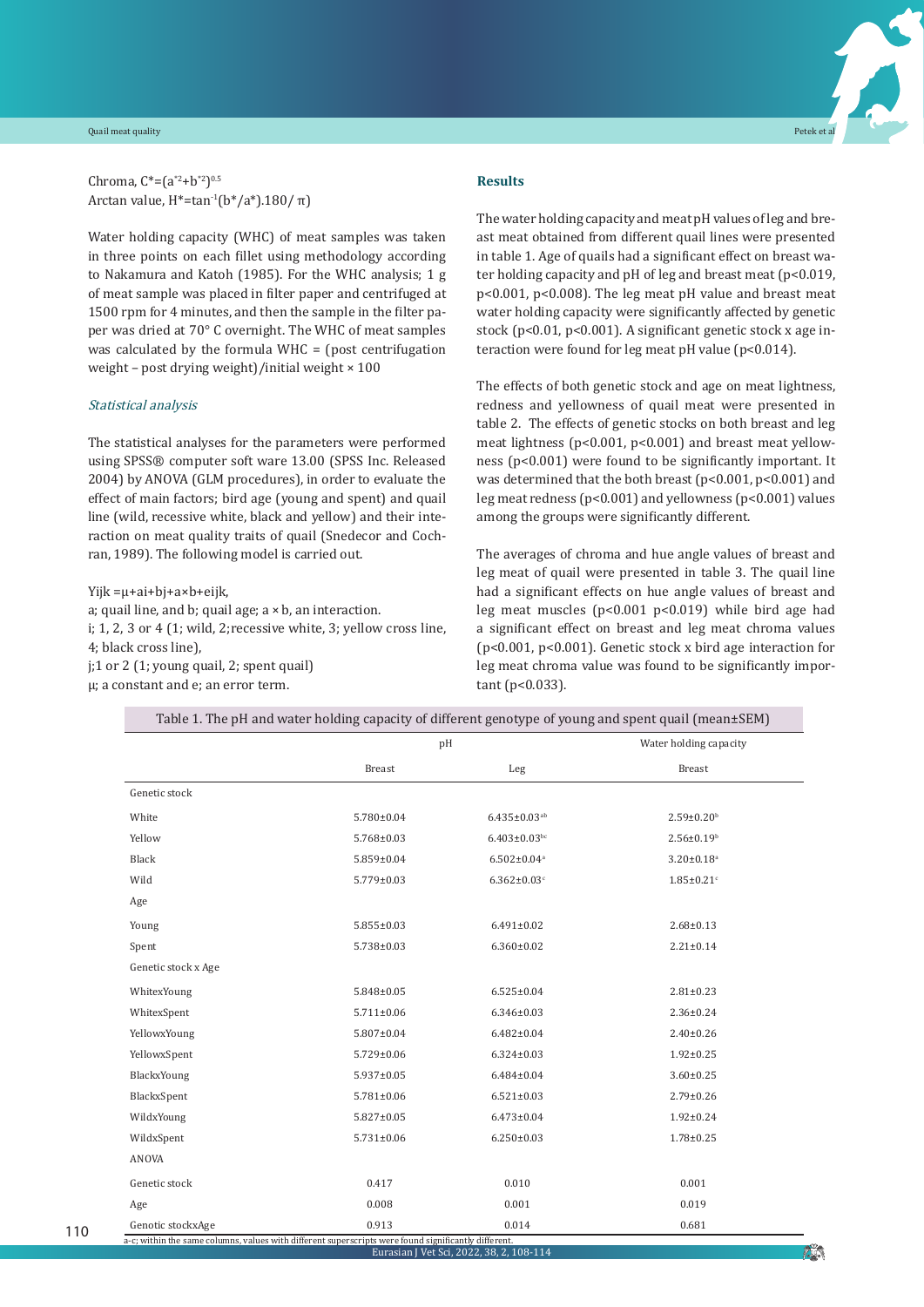Chroma, $C^*=(a^{*2}+b^{*2})^{0.5}$
Arctan value, $H^*=\tan^{-1}(b^*/a^*).180/\pi)$

Water holding capacity (WHC) of meat samples was taken in three points on each fillet using methodology according to Nakamura and Katoh (1985). For the WHC analysis; 1 g of meat sample was placed in filter paper and centrifuged at 1500 rpm for 4 minutes, and then the sample in the filter paper was dried at 70° C overnight. The WHC of meat samples was calculated by the formula WHC = (post centrifugation weight – post drying weight)/initial weight × 100

*Statistical analysis*

The statistical analyses for the parameters were performed using SPSS® computer soft ware 13.00 (SPSS Inc. Released 2004) by ANOVA (GLM procedures), in order to evaluate the effect of main factors; bird age (young and spent) and quail line (wild, recessive white, black and yellow) and their interaction on meat quality traits of quail (Snedecor and Cochran, 1989). The following model is carried out.

$Y_{ijk} = \mu + a_i + b_j + a \times b + e_{ijk}$,
a; quail line, and b; quail age; a × b, an interaction.
i; 1, 2, 3 or 4 (1; wild, 2;recessive white, 3; yellow cross line, 4; black cross line),
j;1 or 2 (1; young quail, 2; spent quail)
μ; a constant and e; an error term.

## Results

The water holding capacity and meat pH values of leg and breast meat obtained from different quail lines were presented in table 1. Age of quails had a significant effect on breast water holding capacity and pH of leg and breast meat ($p<0.019$, $p<0.001$, $p<0.008$). The leg meat pH value and breast meat water holding capacity were significantly affected by genetic stock ($p<0.01$, $p<0.001$). A significant genetic stock x age interaction were found for leg meat pH value ($p<0.014$).

The effects of both genetic stock and age on meat lightness, redness and yellowness of quail meat were presented in table 2. The effects of genetic stocks on both breast and leg meat lightness ($p<0.001$, $p<0.001$) and breast meat yellowness ($p<0.001$) were found to be significantly important. It was determined that the both breast ($p<0.001$, $p<0.001$) and leg meat redness ($p<0.001$) and yellowness ($p<0.001$) values among the groups were significantly different.

The averages of chroma and hue angle values of breast and leg meat of quail were presented in table 3. The quail line had a significant effects on hue angle values of breast and leg meat muscles ($p<0.001$ $p<0.019$) while bird age had a significant effect on breast and leg meat chroma values ($p<0.001$, $p<0.001$). Genetic stock x bird age interaction for leg meat chroma value was found to be significantly important ($p<0.033$).

Table 1. The pH and water holding capacity of different genotype of young and spent quail (mean±SEM)

| | pH | | Water holding capacity |
|---|---|---|---|
| | Breast | Leg | Breast |
| Genetic stock | | | |
| White | 5.780±0.04 | 6.435±0.03[ab] | 2.59±0.20[b] |
| Yellow | 5.768±0.03 | 6.403±0.03[bc] | 2.56±0.19[b] |
| Black | 5.859±0.04 | 6.502±0.04[a] | 3.20±0.18[a] |
| Wild | 5.779±0.03 | 6.362±0.03[c] | 1.85±0.21[c] |
| Age | | | |
| Young | 5.855±0.03 | 6.491±0.02 | 2.68±0.13 |
| Spent | 5.738±0.03 | 6.360±0.02 | 2.21±0.14 |
| Genetic stock x Age | | | |
| WhitexYoung | 5.848±0.05 | 6.525±0.04 | 2.81±0.23 |
| WhitexSpent | 5.711±0.06 | 6.346±0.03 | 2.36±0.24 |
| YellowxYoung | 5.807±0.04 | 6.482±0.04 | 2.40±0.26 |
| YellowxSpent | 5.729±0.06 | 6.324±0.03 | 1.92±0.25 |
| BlackxYoung | 5.937±0.05 | 6.484±0.04 | 3.60±0.25 |
| BlackxSpent | 5.781±0.06 | 6.521±0.03 | 2.79±0.26 |
| WildxYoung | 5.827±0.05 | 6.473±0.04 | 1.92±0.24 |
| WildxSpent | 5.731±0.06 | 6.250±0.03 | 1.78±0.25 |
| ANOVA | | | |
| Genetic stock | 0.417 | 0.010 | 0.001 |
| Age | 0.008 | 0.001 | 0.019 |
| Genotic stockxAge | 0.913 | 0.014 | 0.681 |

a-c; within the same columns, values with different superscripts were found significantly different.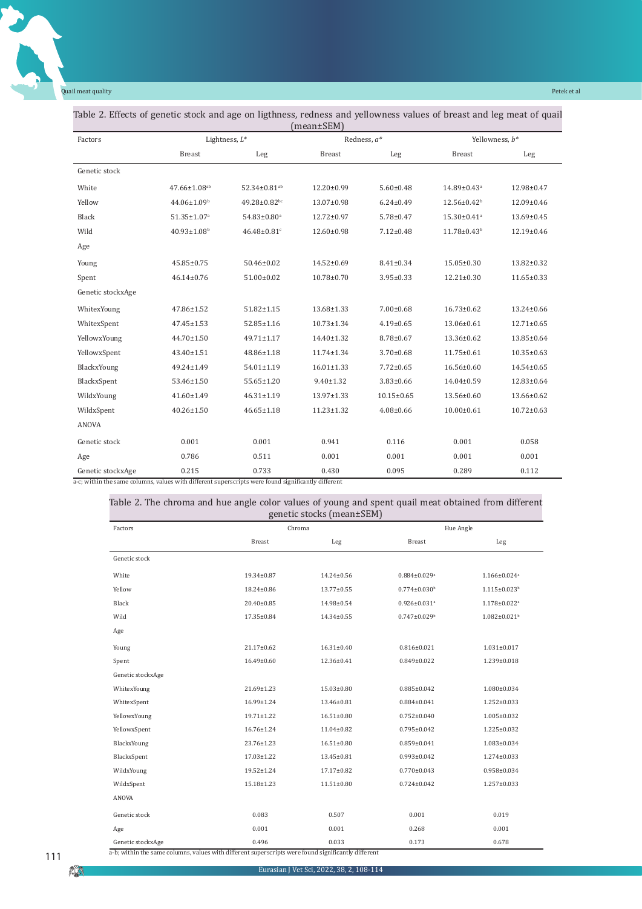Table 2. Effects of genetic stock and age on ligthness, redness and yellowness values of breast and leg meat of quail (mean±SEM)

| Factors | Lightness, *L** | | Redness, *a** | | Yellowness, *b** | |
|---|---|---|---|---|---|---|
| | Breast | Leg | Breast | Leg | Breast | Leg |
| Genetic stock | | | | | | |
| White | 47.66±1.08[ab] | 52.34±0.81[ab] | 12.20±0.99 | 5.60±0.48 | 14.89±0.43[a] | 12.98±0.47 |
| Yellow | 44.06±1.09[b] | 49.28±0.82[bc] | 13.07±0.98 | 6.24±0.49 | 12.56±0.42[b] | 12.09±0.46 |
| Black | 51.35±1.07[a] | 54.83±0.80[a] | 12.72±0.97 | 5.78±0.47 | 15.30±0.41[a] | 13.69±0.45 |
| Wild | 40.93±1.08[b] | 46.48±0.81[c] | 12.60±0.98 | 7.12±0.48 | 11.78±0.43[b] | 12.19±0.46 |
| Age | | | | | | |
| Young | 45.85±0.75 | 50.46±0.02 | 14.52±0.69 | 8.41±0.34 | 15.05±0.30 | 13.82±0.32 |
| Spent | 46.14±0.76 | 51.00±0.02 | 10.78±0.70 | 3.95±0.33 | 12.21±0.30 | 11.65±0.33 |
| Genetic stockxAge | | | | | | |
| WhitexYoung | 47.86±1.52 | 51.82±1.15 | 13.68±1.33 | 7.00±0.68 | 16.73±0.62 | 13.24±0.66 |
| WhitexSpent | 47.45±1.53 | 52.85±1.16 | 10.73±1.34 | 4.19±0.65 | 13.06±0.61 | 12.71±0.65 |
| YellowxYoung | 44.70±1.50 | 49.71±1.17 | 14.40±1.32 | 8.78±0.67 | 13.36±0.62 | 13.85±0.64 |
| YellowxSpent | 43.40±1.51 | 48.86±1.18 | 11.74±1.34 | 3.70±0.68 | 11.75±0.61 | 10.35±0.63 |
| BlackxYoung | 49.24±1.49 | 54.01±1.19 | 16.01±1.33 | 7.72±0.65 | 16.56±0.60 | 14.54±0.65 |
| BlackxSpent | 53.46±1.50 | 55.65±1.20 | 9.40±1.32 | 3.83±0.66 | 14.04±0.59 | 12.83±0.64 |
| WildxYoung | 41.60±1.49 | 46.31±1.19 | 13.97±1.33 | 10.15±0.65 | 13.56±0.60 | 13.66±0.62 |
| WildxSpent | 40.26±1.50 | 46.65±1.18 | 11.23±1.32 | 4.08±0.66 | 10.00±0.61 | 10.72±0.63 |
| ANOVA | | | | | | |
| Genetic stock | 0.001 | 0.001 | 0.941 | 0.116 | 0.001 | 0.058 |
| Age | 0.786 | 0.511 | 0.001 | 0.001 | 0.001 | 0.001 |
| Genetic stockxAge | 0.215 | 0.733 | 0.430 | 0.095 | 0.289 | 0.112 |

a-c; within the same columns, values with different superscripts were found significantly different

Table 2. The chroma and hue angle color values of young and spent quail meat obtained from different genetic stocks (mean±SEM)

| Factors | Chroma | | Hue Angle | |
|---|---|---|---|---|
| | Breast | Leg | Breast | Leg |
| Genetic stock | | | | |
| White | 19.34±0.87 | 14.24±0.56 | 0.884±0.029[a] | 1.166±0.024[a] |
| Yellow | 18.24±0.86 | 13.77±0.55 | 0.774±0.030[b] | 1.115±0.023[b] |
| Black | 20.40±0.85 | 14.98±0.54 | 0.926±0.031[a] | 1.178±0.022[a] |
| Wild | 17.35±0.84 | 14.34±0.55 | 0.747±0.029[b] | 1.082±0.021[b] |
| Age | | | | |
| Young | 21.17±0.62 | 16.31±0.40 | 0.816±0.021 | 1.031±0.017 |
| Spent | 16.49±0.60 | 12.36±0.41 | 0.849±0.022 | 1.239±0.018 |
| Genetic stockxAge | | | | |
| WhitexYoung | 21.69±1.23 | 15.03±0.80 | 0.885±0.042 | 1.080±0.034 |
| WhitexSpent | 16.99±1.24 | 13.46±0.81 | 0.884±0.041 | 1.252±0.033 |
| YellowxYoung | 19.71±1.22 | 16.51±0.80 | 0.752±0.040 | 1.005±0.032 |
| YellowxSpent | 16.76±1.24 | 11.04±0.82 | 0.795±0.042 | 1.225±0.032 |
| BlackxYoung | 23.76±1.23 | 16.51±0.80 | 0.859±0.041 | 1.083±0.034 |
| BlackxSpent | 17.03±1.22 | 13.45±0.81 | 0.993±0.042 | 1.274±0.033 |
| WildxYoung | 19.52±1.24 | 17.17±0.82 | 0.770±0.043 | 0.958±0.034 |
| WildxSpent | 15.18±1.23 | 11.51±0.80 | 0.724±0.042 | 1.257±0.033 |
| ANOVA | | | | |
| Genetic stock | 0.083 | 0.507 | 0.001 | 0.019 |
| Age | 0.001 | 0.001 | 0.268 | 0.001 |
| Genetic stockxAge | 0.496 | 0.033 | 0.173 | 0.678 |

a-b; within the same columns, values with different superscripts were found significantly different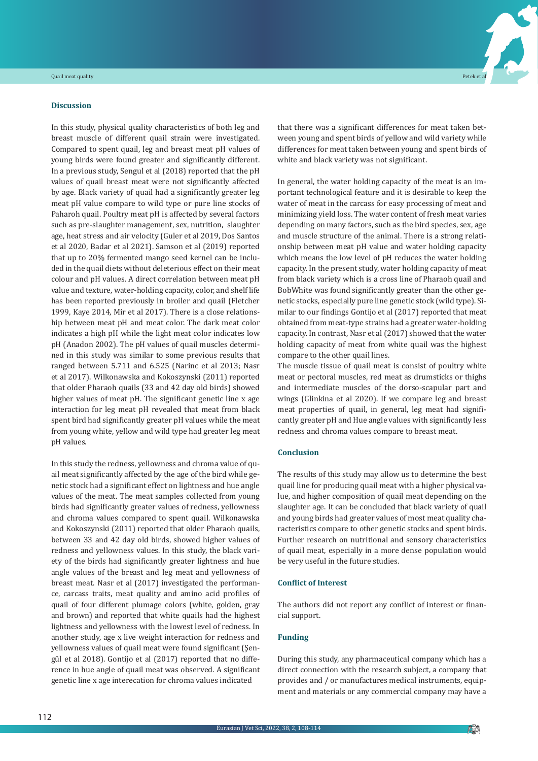## Discussion

In this study, physical quality characteristics of both leg and breast muscle of different quail strain were investigated. Compared to spent quail, leg and breast meat pH values of young birds were found greater and significantly different. In a previous study, Sengul et al (2018) reported that the pH values of quail breast meat were not significantly affected by age. Black variety of quail had a significantly greater leg meat pH value compare to wild type or pure line stocks of Paharoh quail. Poultry meat pH is affected by several factors such as pre-slaughter management, sex, nutrition, slaughter age, heat stress and air velocity (Guler et al 2019, Dos Santos et al 2020, Badar et al 2021). Samson et al (2019) reported that up to 20% fermented mango seed kernel can be included in the quail diets without deleterious effect on their meat colour and pH values. A direct correlation between meat pH value and texture, water-holding capacity, color, and shelf life has been reported previously in broiler and quail (Fletcher 1999, Kaye 2014, Mir et al 2017). There is a close relationship between meat pH and meat color. The dark meat color indicates a high pH while the light meat color indicates low pH (Anadon 2002). The pH values of quail muscles determined in this study was similar to some previous results that ranged between 5.711 and 6.525 (Narinc et al 2013; Nasr et al 2017). Wilkonawska and Kokoszynski (2011) reported that older Pharaoh quails (33 and 42 day old birds) showed higher values of meat pH. The significant genetic line x age interaction for leg meat pH revealed that meat from black spent bird had significantly greater pH values while the meat from young white, yellow and wild type had greater leg meat pH values.

In this study the redness, yellowness and chroma value of quail meat significantly affected by the age of the bird while genetic stock had a significant effect on lightness and hue angle values of the meat. The meat samples collected from young birds had significantly greater values of redness, yellowness and chroma values compared to spent quail. Wilkonawska and Kokoszynski (2011) reported that older Pharaoh quails, between 33 and 42 day old birds, showed higher values of redness and yellowness values. In this study, the black variety of the birds had significantly greater lightness and hue angle values of the breast and leg meat and yellowness of breast meat. Nasr et al (2017) investigated the performance, carcass traits, meat quality and amino acid profiles of quail of four different plumage colors (white, golden, gray and brown) and reported that white quails had the highest lightness and yellowness with the lowest level of redness. In another study, age x live weight interaction for redness and yellowness values of quail meat were found significant (Şengül et al 2018). Gontijo et al (2017) reported that no difference in hue angle of quail meat was observed. A significant genetic line x age interecation for chroma values indicated that there was a significant differences for meat taken between young and spent birds of yellow and wild variety while differences for meat taken between young and spent birds of white and black variety was not significant.

In general, the water holding capacity of the meat is an important technological feature and it is desirable to keep the water of meat in the carcass for easy processing of meat and minimizing yield loss. The water content of fresh meat varies depending on many factors, such as the bird species, sex, age and muscle structure of the animal. There is a strong relationship between meat pH value and water holding capacity which means the low level of pH reduces the water holding capacity. In the present study, water holding capacity of meat from black variety which is a cross line of Pharaoh quail and BobWhite was found significantly greater than the other genetic stocks, especially pure line genetic stock (wild type). Similar to our findings Gontijo et al (2017) reported that meat obtained from meat-type strains had a greater water-holding capacity. In contrast, Nasr et al (2017) showed that the water holding capacity of meat from white quail was the highest compare to the other quail lines.

The muscle tissue of quail meat is consist of poultry white meat or pectoral muscles, red meat as drumsticks or thighs and intermediate muscles of the dorso-scapular part and wings (Glinkina et al 2020). If we compare leg and breast meat properties of quail, in general, leg meat had significantly greater pH and Hue angle values with significantly less redness and chroma values compare to breast meat.

## Conclusion

The results of this study may allow us to determine the best quail line for producing quail meat with a higher physical value, and higher composition of quail meat depending on the slaughter age. It can be concluded that black variety of quail and young birds had greater values of most meat quality characteristics compare to other genetic stocks and spent birds. Further research on nutritional and sensory characteristics of quail meat, especially in a more dense population would be very useful in the future studies.

## Conflict of Interest

The authors did not report any conflict of interest or financial support.

## Funding

During this study, any pharmaceutical company which has a direct connection with the research subject, a company that provides and / or manufactures medical instruments, equipment and materials or any commercial company may have a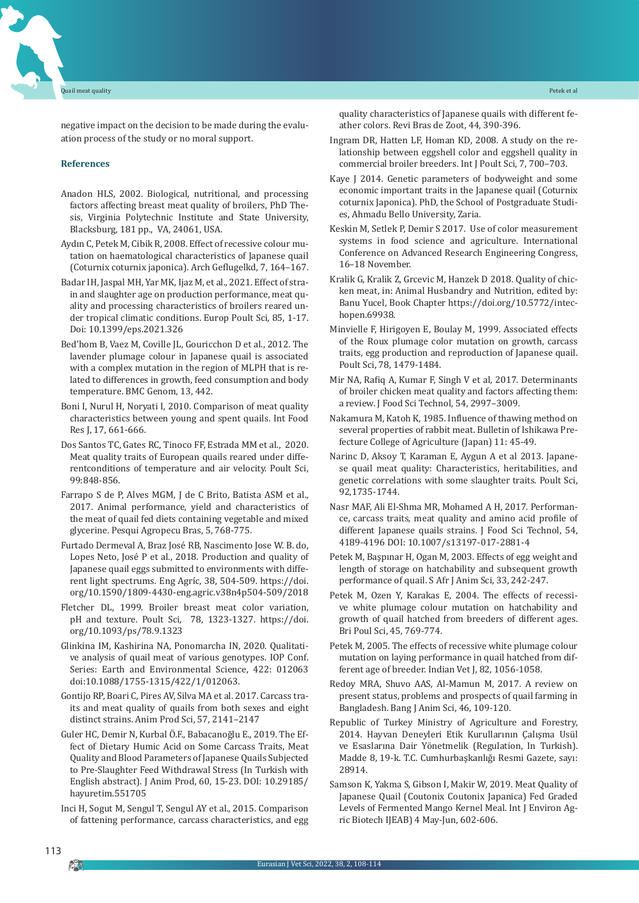negative impact on the decision to be made during the evaluation process of the study or no moral support.

### References

Anadon HLS, 2002. Biological, nutritional, and processing factors affecting breast meat quality of broilers, PhD Thesis, Virginia Polytechnic Institute and State University, Blacksburg, 181 pp., VA, 24061, USA.

Aydın C, Petek M, Cibik R, 2008. Effect of recessive colour mutation on haematological characteristics of Japanese quail (Coturnix coturnix japonica). Arch Geflugelkd, 7, 164–167.

Badar IH, Jaspal MH, Yar MK, Ijaz M, et al., 2021. Effect of strain and slaughter age on production performance, meat quality and processing characteristics of broilers reared under tropical climatic conditions. Europ Poult Sci, 85, 1-17. Doi: 10.1399/eps.2021.326

Bed'hom B, Vaez M, Coville JL, Gouricchon D et al., 2012. The lavender plumage colour in Japanese quail is associated with a complex mutation in the region of MLPH that is related to differences in growth, feed consumption and body temperature. BMC Genom, 13, 442.

Boni I, Nurul H, Noryati I, 2010. Comparison of meat quality characteristics between young and spent quails. Int Food Res J, 17, 661-666.

Dos Santos TC, Gates RC, Tinoco FF, Estrada MM et al., 2020. Meat quality traits of European quails reared under differentconditions of temperature and air velocity. Poult Sci, 99:848-856.

Farrapo S de P, Alves MGM, J de C Brito, Batista ASM et al., 2017. Animal performance, yield and characteristics of the meat of quail fed diets containing vegetable and mixed glycerine. Pesqui Agropecu Bras, 5, 768-775.

Furtado Dermeval A, Braz José RB, Nascimento Jose W. B. do, Lopes Neto, José P et al., 2018. Production and quality of Japanese quail eggs submitted to environments with different light spectrums. Eng Agríc, 38, 504-509. https://doi.org/10.1590/1809-4430-eng.agric.v38n4p504-509/2018

Fletcher DL, 1999. Broiler breast meat color variation, pH and texture. Poult Sci, 78, 1323-1327. https://doi.org/10.1093/ps/78.9.1323

Glinkina IM, Kashirina NA, Ponomarcha IN, 2020. Qualitative analysis of quail meat of various genotypes. IOP Conf. Series: Earth and Environmental Science, 422: 012063 doi:10.1088/1755-1315/422/1/012063.

Gontijo RP, Boari C, Pires AV, Silva MA et al. 2017. Carcass traits and meat quality of quails from both sexes and eight distinct strains. Anim Prod Sci, 57, 2141–2147

Guler HC, Demir N, Kurbal Ö.F., Babacanoğlu E., 2019. The Effect of Dietary Humic Acid on Some Carcass Traits, Meat Quality and Blood Parameters of Japanese Quails Subjected to Pre-Slaughter Feed Withdrawal Stress (In Turkish with English abstract). J Anim Prod, 60, 15-23. DOI: 10.29185/hayuretim.551705

Inci H, Sogut M, Sengul T, Sengul AY et al., 2015. Comparison of fattening performance, carcass characteristics, and egg quality characteristics of Japanese quails with different feather colors. Revi Bras de Zoot, 44, 390-396.

Ingram DR, Hatten LF, Homan KD, 2008. A study on the relationship between eggshell color and eggshell quality in commercial broiler breeders. Int J Poult Sci, 7, 700–703.

Kaye J 2014. Genetic parameters of bodyweight and some economic important traits in the Japanese quail (Coturnix coturnix Japonica). PhD, the School of Postgraduate Studies, Ahmadu Bello University, Zaria.

Keskin M, Setlek P, Demir S 2017. Use of color measurement systems in food science and agriculture. International Conference on Advanced Research Engineering Congress, 16–18 November.

Kralik G, Kralik Z, Grcevic M, Hanzek D 2018. Quality of chicken meat, in: Animal Husbandry and Nutrition, edited by: Banu Yucel, Book Chapter https://doi.org/10.5772/intechopen.69938.

Minvielle F, Hirigoyen E, Boulay M, 1999. Associated effects of the Roux plumage color mutation on growth, carcass traits, egg production and reproduction of Japanese quail. Poult Sci, 78, 1479-1484.

Mir NA, Rafiq A, Kumar F, Singh V et al, 2017. Determinants of broiler chicken meat quality and factors affecting them: a review. J Food Sci Technol, 54, 2997–3009.

Nakamura M, Katoh K, 1985. Influence of thawing method on several properties of rabbit meat. Bulletin of Ishikawa Prefecture College of Agriculture (Japan) 11: 45-49.

Narinc D, Aksoy T, Karaman E, Aygun A et al 2013. Japanese quail meat quality: Characteristics, heritabilities, and genetic correlations with some slaughter traits. Poult Sci, 92,1735-1744.

Nasr MAF, Ali El-Shma MR, Mohamed A H, 2017. Performance, carcass traits, meat quality and amino acid profile of different Japanese quails strains. J Food Sci Technol, 54, 4189-4196 DOI: 10.1007/s13197-017-2881-4

Petek M, Başpınar H, Ogan M, 2003. Effects of egg weight and length of storage on hatchability and subsequent growth performance of quail. S Afr J Anim Sci, 33, 242-247.

Petek M, Ozen Y, Karakas E, 2004. The effects of recessive white plumage colour mutation on hatchability and growth of quail hatched from breeders of different ages. Bri Poul Sci, 45, 769-774.

Petek M, 2005. The effects of recessive white plumage colour mutation on laying performance in quail hatched from different age of breeder. Indian Vet J, 82, 1056-1058.

Redoy MRA, Shuvo AAS, Al-Mamun M, 2017. A review on present status, problems and prospects of quail farming in Bangladesh. Bang J Anim Sci, 46, 109-120.

Republic of Turkey Ministry of Agriculture and Forestry, 2014. Hayvan Deneyleri Etik Kurullarının Çalışma Usül ve Esaslarına Dair Yönetmelik (Regulation, In Turkish). Madde 8, 19-k. T.C. Cumhurbaşkanlığı Resmi Gazete, sayı: 28914.

Samson K, Yakma S, Gibson I, Makir W, 2019. Meat Quality of Japanese Quail (Coutonix Coutonix Japanica) Fed Graded Levels of Fermented Mango Kernel Meal. Int J Environ Agric Biotech IJEAB) 4 May-Jun, 602-606.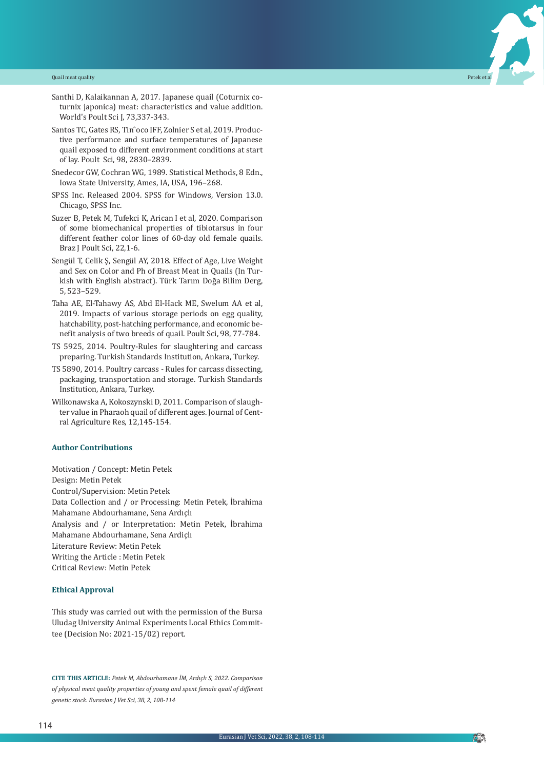Santhi D, Kalaikannan A, 2017. Japanese quail (Coturnix coturnix japonica) meat: characteristics and value addition. World's Poult Sci J, 73,337-343.

Santos TC, Gates RS, Tinˆoco IFF, Zolnier S et al, 2019. Productive performance and surface temperatures of Japanese quail exposed to different environment conditions at start of lay. Poult Sci, 98, 2830–2839.

Snedecor GW, Cochran WG, 1989. Statistical Methods, 8 Edn., Iowa State University, Ames, IA, USA, 196–268.

SPSS Inc. Released 2004. SPSS for Windows, Version 13.0. Chicago, SPSS Inc.

Suzer B, Petek M, Tufekci K, Arican I et al, 2020. Comparison of some biomechanical properties of tibiotarsus in four different feather color lines of 60-day old female quails. Braz J Poult Sci, 22,1-6.

Sengül T, Celik Ş, Sengül AY, 2018. Effect of Age, Live Weight and Sex on Color and Ph of Breast Meat in Quails (In Turkish with English abstract). Türk Tarım Doğa Bilim Derg, 5, 523–529.

Taha AE, El-Tahawy AS, Abd El-Hack ME, Swelum AA et al, 2019. Impacts of various storage periods on egg quality, hatchability, post-hatching performance, and economic benefit analysis of two breeds of quail. Poult Sci, 98, 77-784.

TS 5925, 2014. Poultry-Rules for slaughtering and carcass preparing. Turkish Standards Institution, Ankara, Turkey.

TS 5890, 2014. Poultry carcass - Rules for carcass dissecting, packaging, transportation and storage. Turkish Standards Institution, Ankara, Turkey.

Wilkonawska A, Kokoszynski D, 2011. Comparison of slaughter value in Pharaoh quail of different ages. Journal of Central Agriculture Res, 12,145-154.

### Author Contributions

Motivation / Concept: Metin Petek
Design: Metin Petek
Control/Supervision: Metin Petek
Data Collection and / or Processing: Metin Petek, İbrahima Mahamane Abdourhamane, Sena Ardıçlı
Analysis and / or Interpretation: Metin Petek, İbrahima Mahamane Abdourhamane, Sena Ardiçlı
Literature Review: Metin Petek
Writing the Article : Metin Petek
Critical Review: Metin Petek

### Ethical Approval

This study was carried out with the permission of the Bursa Uludag University Animal Experiments Local Ethics Committee (Decision No: 2021-15/02) report.

**CITE THIS ARTICLE:** *Petek M, Abdourhamane İM, Ardıçlı S, 2022. Comparison of physical meat quality properties of young and spent female quail of different genetic stock. Eurasian J Vet Sci, 38, 2, 108-114*